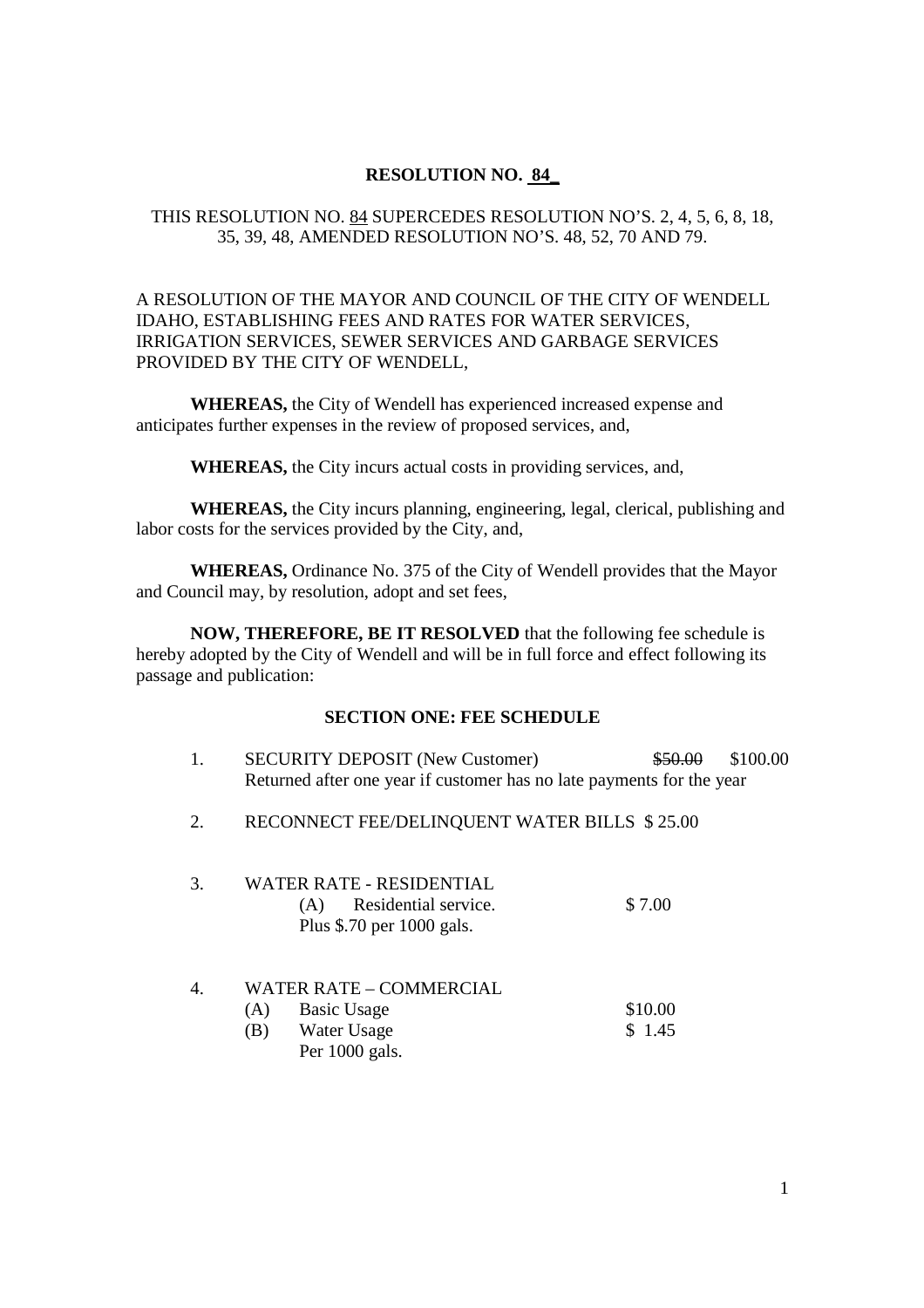# RESOLUTION NO. 84

THIS RESOLUTION NO. 84 SUPERCEDES RESOLUTION NO'S. 2, 4, 5, 6, 8, 18, 35, 39, 48, AMENDED RESOLUTION NO'S. 48, 52, 70 AND 79.

A RESOLUTION OF THE MAYOR AND COUNCIL OF THE CITY OF WENDELL IDAHO, ESTABLISHING FEES AND RATES FOR WATER SERVICES, IRRIGATION SERVICES, SEWER SERVICES AND GARBAGE SERVICES PROVIDED BY THE CITY OF WENDELL,

**WHEREAS,** the City of Wendell has experienced increased expense and anticipates further expenses in the review of proposed services, and,

**WHEREAS,** the City incurs actual costs in providing services, and,

**WHEREAS,** the City incurs planning, engineering, legal, clerical, publishing and labor costs for the services provided by the City, and,

**WHEREAS,** Ordinance No. 375 of the City of Wendell provides that the Mayor and Council may, by resolution, adopt and set fees,

**NOW, THEREFORE, BE IT RESOLVED** that the following fee schedule is hereby adopted by the City of Wendell and will be in full force and effect following its passage and publication:

## SECTION ONE: FEE SCHEDULE

1. SECURITY DEPOSIT (New Customer) ~~$50.00~~ $100.00
   Returned after one year if customer has no late payments for the year

2. RECONNECT FEE/DELINQUENT WATER BILLS $ 25.00

3. WATER RATE - RESIDENTIAL
   (A) Residential service. $ 7.00
   Plus $.70 per 1000 gals.

4. WATER RATE – COMMERCIAL
   (A) Basic Usage $10.00
   (B) Water Usage $ 1.45
   Per 1000 gals.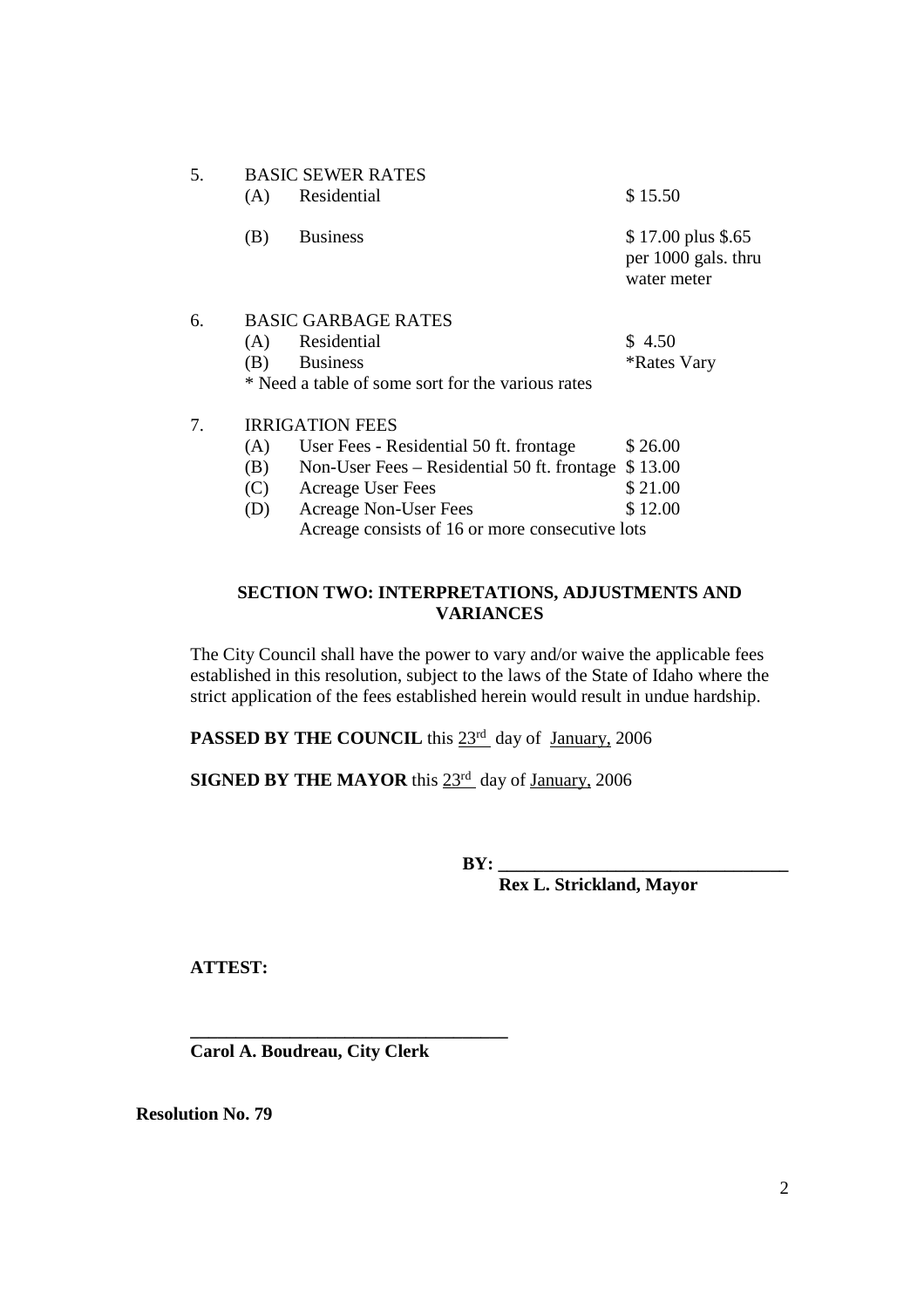5. BASIC SEWER RATES

| | | |
|---|---|---|
| (A) | Residential | $ 15.50 |
| (B) | Business | $ 17.00 plus $.65 per 1000 gals. thru water meter |

6. BASIC GARBAGE RATES

| | | |
|---|---|---|
| (A) | Residential | $ 4.50 |
| (B) | Business | *Rates Vary |

* Need a table of some sort for the various rates

7. IRRIGATION FEES

| | | |
|---|---|---|
| (A) | User Fees - Residential 50 ft. frontage | $ 26.00 |
| (B) | Non-User Fees – Residential 50 ft. frontage | $ 13.00 |
| (C) | Acreage User Fees | $ 21.00 |
| (D) | Acreage Non-User Fees | $ 12.00 |

Acreage consists of 16 or more consecutive lots

**SECTION TWO: INTERPRETATIONS, ADJUSTMENTS AND VARIANCES**

The City Council shall have the power to vary and/or waive the applicable fees established in this resolution, subject to the laws of the State of Idaho where the strict application of the fees established herein would result in undue hardship.

**PASSED BY THE COUNCIL** this 23rd day of January, 2006

**SIGNED BY THE MAYOR** this 23rd day of January, 2006

**BY:** ________________________________

**Rex L. Strickland, Mayor**

**ATTEST:**

________________________________

**Carol A. Boudreau, City Clerk**

**Resolution No. 79**